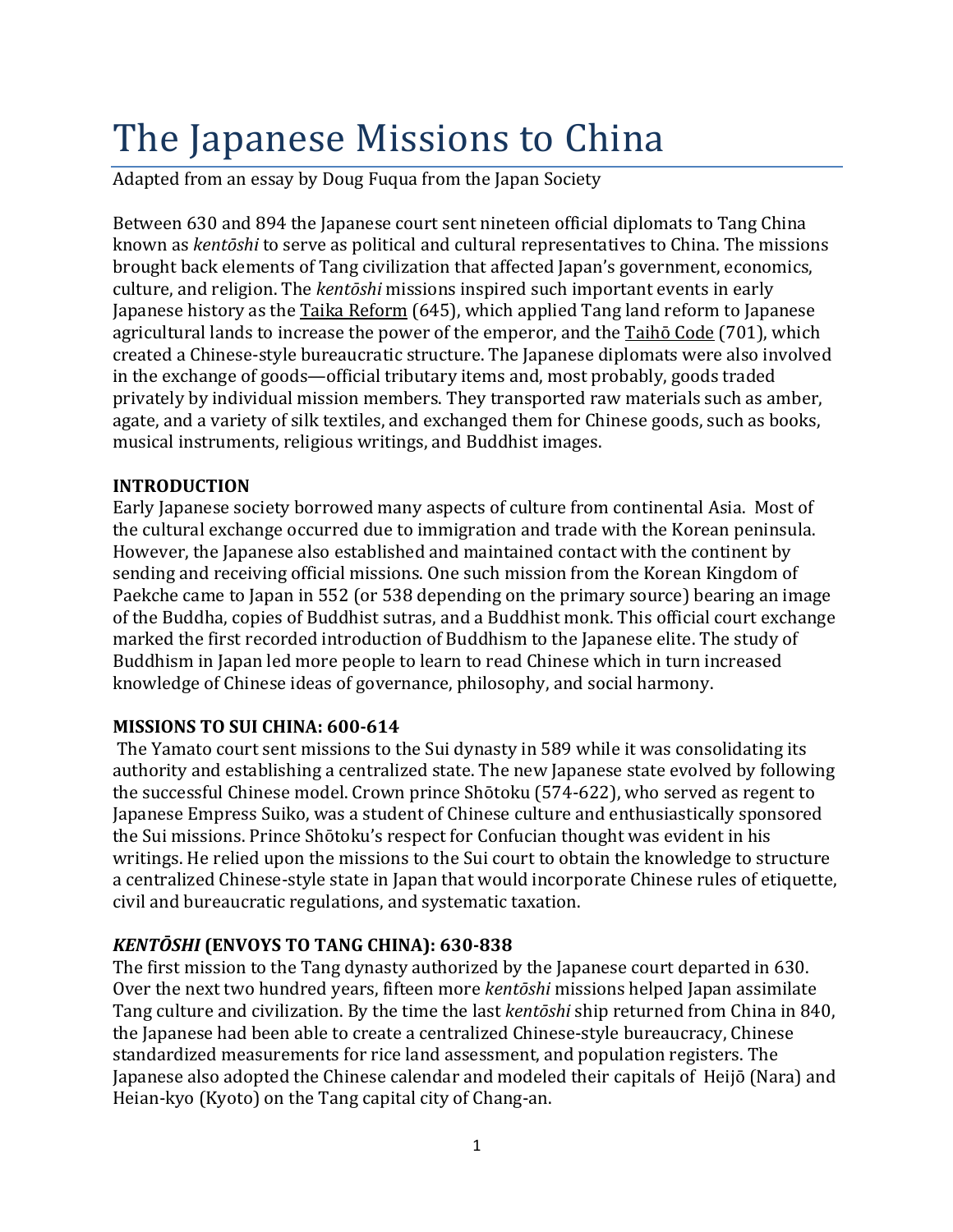# The Japanese Missions to China

Adapted from an essay by Doug Fuqua from the Japan Society

Between 630 and 894 the Japanese court sent nineteen official diplomats to Tang China known as *kentōshi* to serve as political and cultural representatives to China. The missions brought back elements of Tang civilization that affected Japan's government, economics, culture, and religion. The *kentōshi* missions inspired such important events in early Japanese history as the Taika Reform (645), which applied Tang land reform to Japanese agricultural lands to increase the power of the emperor, and the Taihō Code (701), which created a Chinese-style bureaucratic structure. The Japanese diplomats were also involved in the exchange of goods—official tributary items and, most probably, goods traded privately by individual mission members. They transported raw materials such as amber, agate, and a variety of silk textiles, and exchanged them for Chinese goods, such as books, musical instruments, religious writings, and Buddhist images.

**INTRODUCTION**

Early Japanese society borrowed many aspects of culture from continental Asia. Most of the cultural exchange occurred due to immigration and trade with the Korean peninsula. However, the Japanese also established and maintained contact with the continent by sending and receiving official missions. One such mission from the Korean Kingdom of Paekche came to Japan in 552 (or 538 depending on the primary source) bearing an image of the Buddha, copies of Buddhist sutras, and a Buddhist monk. This official court exchange marked the first recorded introduction of Buddhism to the Japanese elite. The study of Buddhism in Japan led more people to learn to read Chinese which in turn increased knowledge of Chinese ideas of governance, philosophy, and social harmony.

**MISSIONS TO SUI CHINA: 600-614**

The Yamato court sent missions to the Sui dynasty in 589 while it was consolidating its authority and establishing a centralized state. The new Japanese state evolved by following the successful Chinese model. Crown prince Shōtoku (574-622), who served as regent to Japanese Empress Suiko, was a student of Chinese culture and enthusiastically sponsored the Sui missions. Prince Shōtoku's respect for Confucian thought was evident in his writings. He relied upon the missions to the Sui court to obtain the knowledge to structure a centralized Chinese-style state in Japan that would incorporate Chinese rules of etiquette, civil and bureaucratic regulations, and systematic taxation.

***KENTŌSHI* (ENVOYS TO TANG CHINA): 630-838**

The first mission to the Tang dynasty authorized by the Japanese court departed in 630. Over the next two hundred years, fifteen more *kentōshi* missions helped Japan assimilate Tang culture and civilization. By the time the last *kentōshi* ship returned from China in 840, the Japanese had been able to create a centralized Chinese-style bureaucracy, Chinese standardized measurements for rice land assessment, and population registers. The Japanese also adopted the Chinese calendar and modeled their capitals of Heijō (Nara) and Heian-kyo (Kyoto) on the Tang capital city of Chang-an.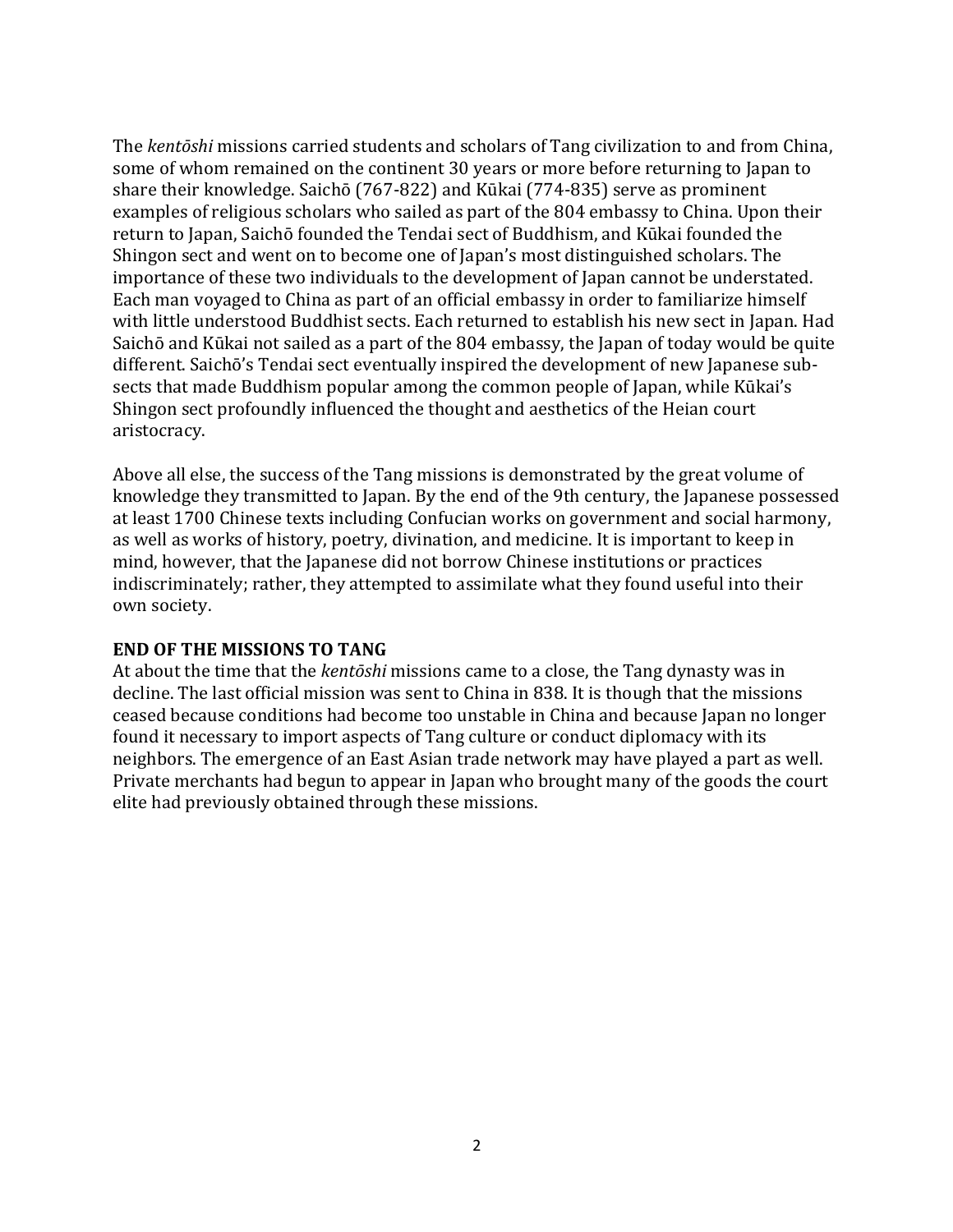The *kentōshi* missions carried students and scholars of Tang civilization to and from China, some of whom remained on the continent 30 years or more before returning to Japan to share their knowledge. Saichō (767-822) and Kūkai (774-835) serve as prominent examples of religious scholars who sailed as part of the 804 embassy to China. Upon their return to Japan, Saichō founded the Tendai sect of Buddhism, and Kūkai founded the Shingon sect and went on to become one of Japan's most distinguished scholars. The importance of these two individuals to the development of Japan cannot be understated. Each man voyaged to China as part of an official embassy in order to familiarize himself with little understood Buddhist sects. Each returned to establish his new sect in Japan. Had Saichō and Kūkai not sailed as a part of the 804 embassy, the Japan of today would be quite different. Saichō's Tendai sect eventually inspired the development of new Japanese sub-sects that made Buddhism popular among the common people of Japan, while Kūkai's Shingon sect profoundly influenced the thought and aesthetics of the Heian court aristocracy.

Above all else, the success of the Tang missions is demonstrated by the great volume of knowledge they transmitted to Japan. By the end of the 9th century, the Japanese possessed at least 1700 Chinese texts including Confucian works on government and social harmony, as well as works of history, poetry, divination, and medicine. It is important to keep in mind, however, that the Japanese did not borrow Chinese institutions or practices indiscriminately; rather, they attempted to assimilate what they found useful into their own society.

**END OF THE MISSIONS TO TANG**

At about the time that the *kentōshi* missions came to a close, the Tang dynasty was in decline. The last official mission was sent to China in 838. It is though that the missions ceased because conditions had become too unstable in China and because Japan no longer found it necessary to import aspects of Tang culture or conduct diplomacy with its neighbors. The emergence of an East Asian trade network may have played a part as well. Private merchants had begun to appear in Japan who brought many of the goods the court elite had previously obtained through these missions.